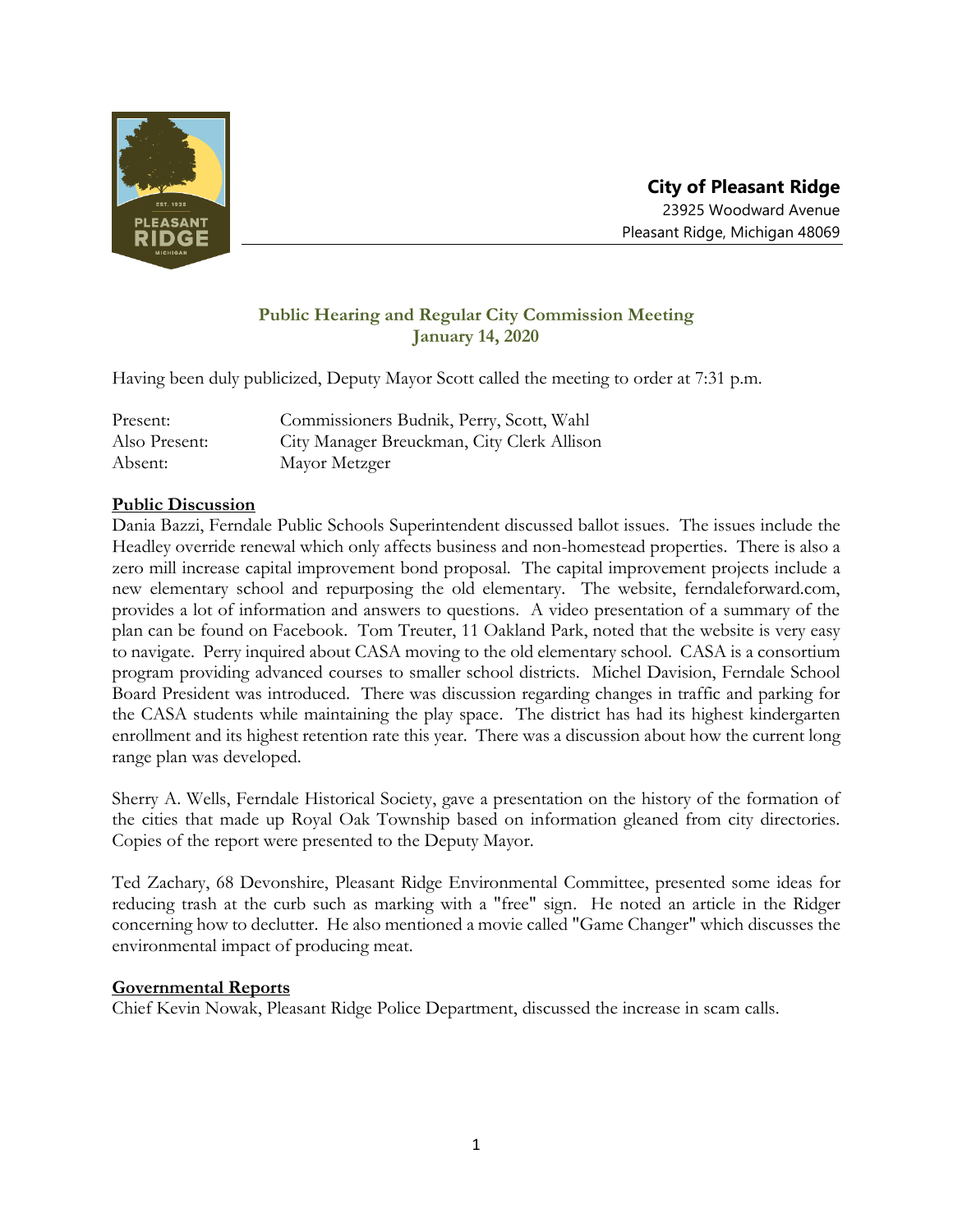**City of Pleasant Ridge**
23925 Woodward Avenue
Pleasant Ridge, Michigan 48069

## Public Hearing and Regular City Commission Meeting
## January 14, 2020

Having been duly publicized, Deputy Mayor Scott called the meeting to order at 7:31 p.m.

| | |
|---|---|
| Present: | Commissioners Budnik, Perry, Scott, Wahl |
| Also Present: | City Manager Breuckman, City Clerk Allison |
| Absent: | Mayor Metzger |

**Public Discussion**

Dania Bazzi, Ferndale Public Schools Superintendent discussed ballot issues. The issues include the Headley override renewal which only affects business and non-homestead properties. There is also a zero mill increase capital improvement bond proposal. The capital improvement projects include a new elementary school and repurposing the old elementary. The website, ferndaleforward.com, provides a lot of information and answers to questions. A video presentation of a summary of the plan can be found on Facebook. Tom Treuter, 11 Oakland Park, noted that the website is very easy to navigate. Perry inquired about CASA moving to the old elementary school. CASA is a consortium program providing advanced courses to smaller school districts. Michel Davision, Ferndale School Board President was introduced. There was discussion regarding changes in traffic and parking for the CASA students while maintaining the play space. The district has had its highest kindergarten enrollment and its highest retention rate this year. There was a discussion about how the current long range plan was developed.

Sherry A. Wells, Ferndale Historical Society, gave a presentation on the history of the formation of the cities that made up Royal Oak Township based on information gleaned from city directories. Copies of the report were presented to the Deputy Mayor.

Ted Zachary, 68 Devonshire, Pleasant Ridge Environmental Committee, presented some ideas for reducing trash at the curb such as marking with a "free" sign. He noted an article in the Ridger concerning how to declutter. He also mentioned a movie called "Game Changer" which discusses the environmental impact of producing meat.

**Governmental Reports**

Chief Kevin Nowak, Pleasant Ridge Police Department, discussed the increase in scam calls.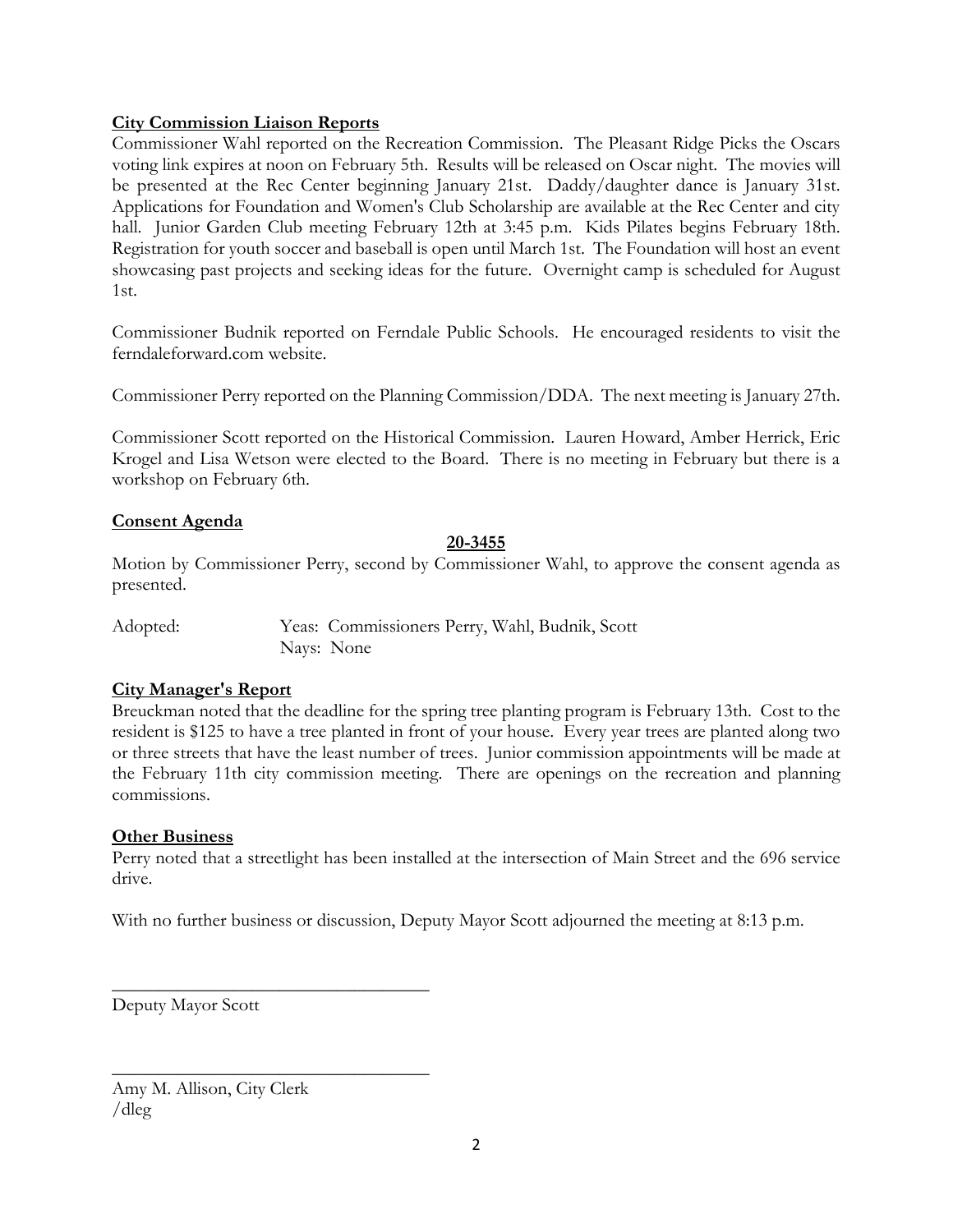**City Commission Liaison Reports**

Commissioner Wahl reported on the Recreation Commission. The Pleasant Ridge Picks the Oscars voting link expires at noon on February 5th. Results will be released on Oscar night. The movies will be presented at the Rec Center beginning January 21st. Daddy/daughter dance is January 31st. Applications for Foundation and Women's Club Scholarship are available at the Rec Center and city hall. Junior Garden Club meeting February 12th at 3:45 p.m. Kids Pilates begins February 18th. Registration for youth soccer and baseball is open until March 1st. The Foundation will host an event showcasing past projects and seeking ideas for the future. Overnight camp is scheduled for August 1st.

Commissioner Budnik reported on Ferndale Public Schools. He encouraged residents to visit the ferndaleforward.com website.

Commissioner Perry reported on the Planning Commission/DDA. The next meeting is January 27th.

Commissioner Scott reported on the Historical Commission. Lauren Howard, Amber Herrick, Eric Krogel and Lisa Wetson were elected to the Board. There is no meeting in February but there is a workshop on February 6th.

**Consent Agenda**

**20-3455**

Motion by Commissioner Perry, second by Commissioner Wahl, to approve the consent agenda as presented.

Adopted: Yeas: Commissioners Perry, Wahl, Budnik, Scott
Nays: None

**City Manager's Report**

Breuckman noted that the deadline for the spring tree planting program is February 13th. Cost to the resident is $125 to have a tree planted in front of your house. Every year trees are planted along two or three streets that have the least number of trees. Junior commission appointments will be made at the February 11th city commission meeting. There are openings on the recreation and planning commissions.

**Other Business**

Perry noted that a streetlight has been installed at the intersection of Main Street and the 696 service drive.

With no further business or discussion, Deputy Mayor Scott adjourned the meeting at 8:13 p.m.

___________________________________
Deputy Mayor Scott

___________________________________
Amy M. Allison, City Clerk
/dleg